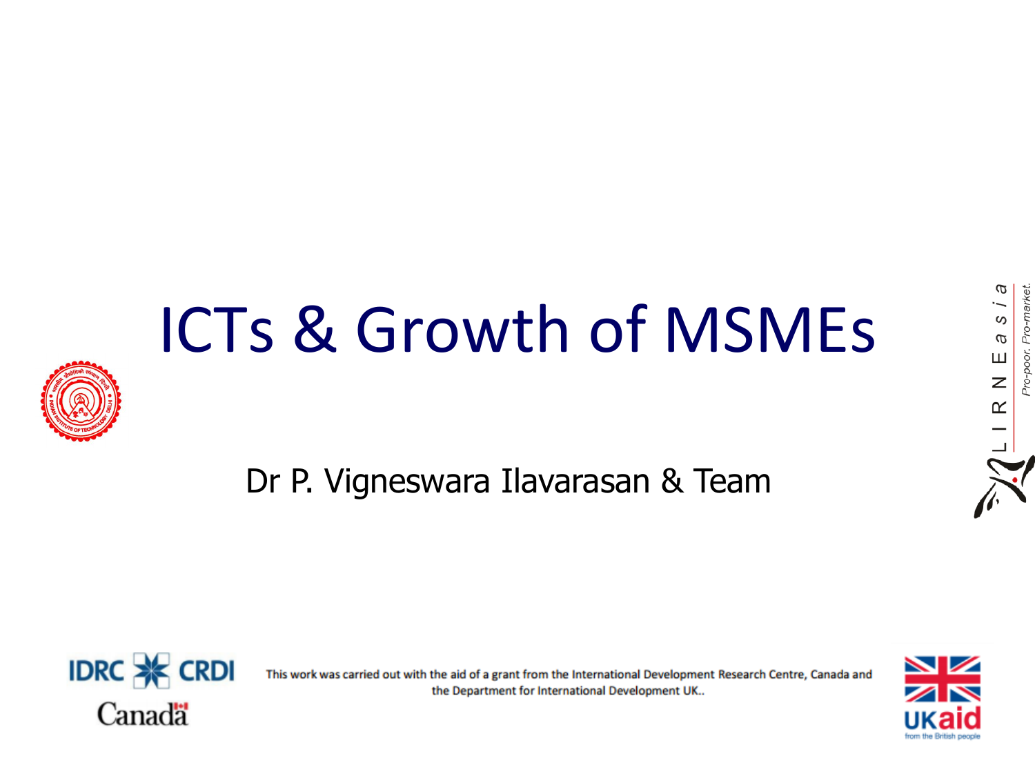# ICTs & Growth of MSMEs

Dr P. Vigneswara Ilavarasan & Team

This work was carried out with the aid of a grant from the International Development Research Centre, Canada and the Department for International Development UK..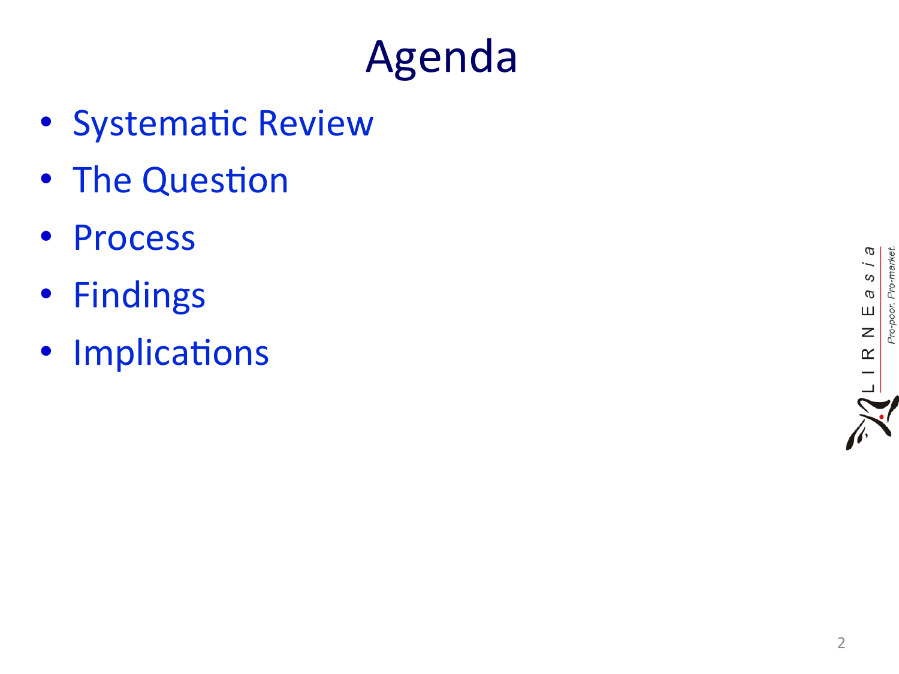# Agenda

- Systematic Review
- The Question
- Process
- Findings
- Implications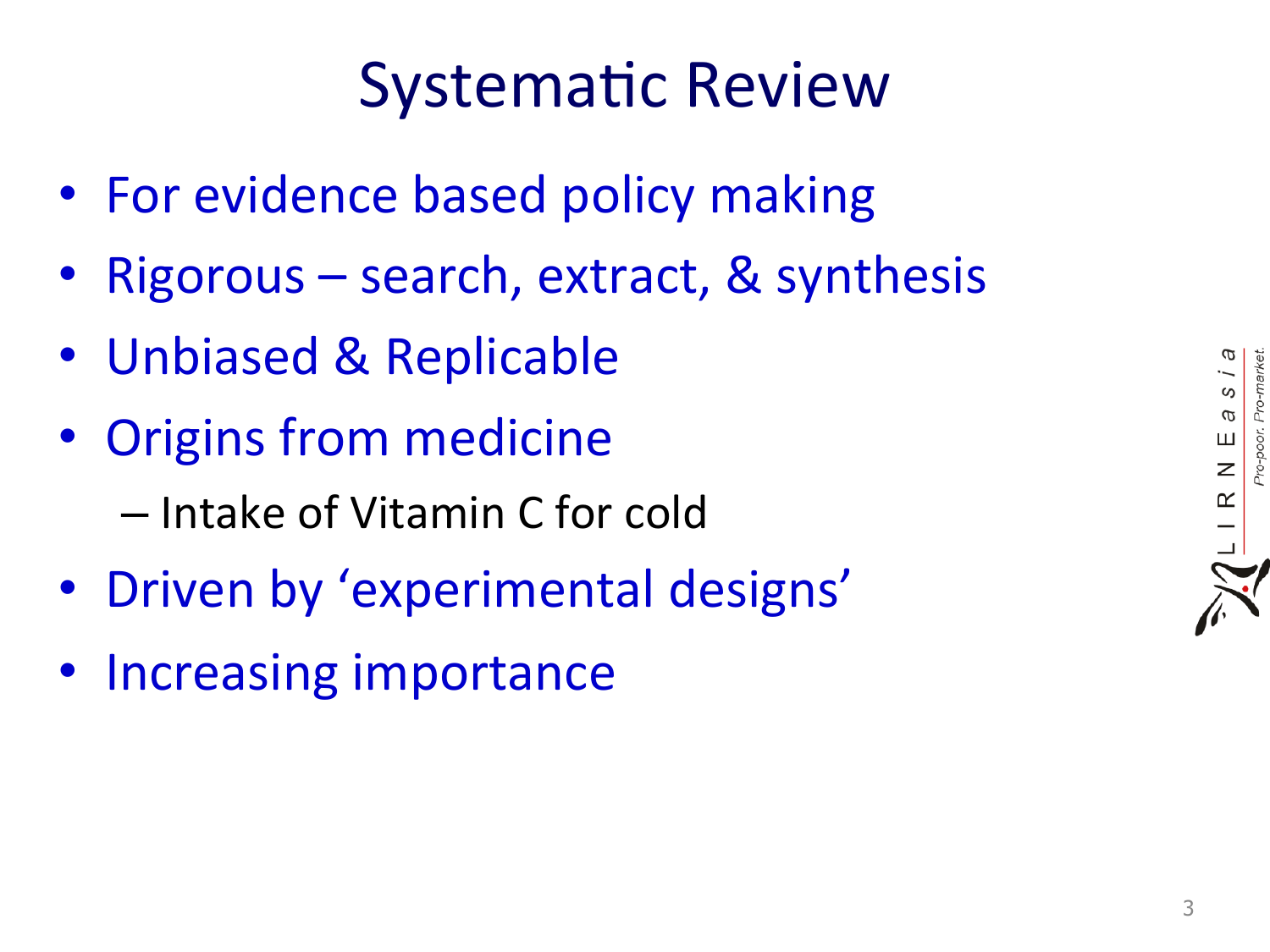# Systematic Review

- For evidence based policy making
- Rigorous – search, extract, & synthesis
- Unbiased & Replicable
- Origins from medicine
  - Intake of Vitamin C for cold
- Driven by 'experimental designs'
- Increasing importance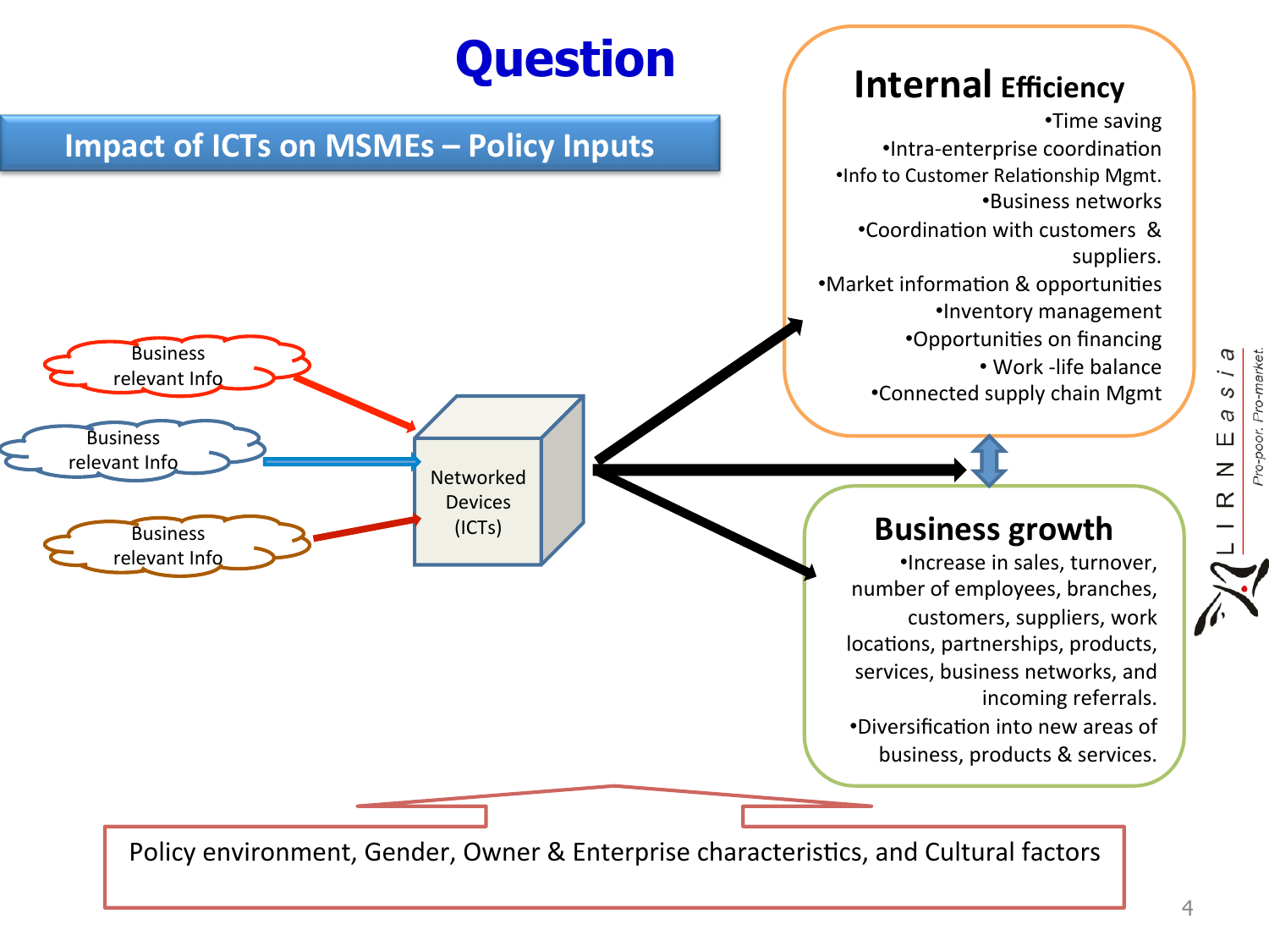# Question

## Impact of ICTs on MSMEs – Policy Inputs

Business relevant Info

Business relevant Info

Business relevant Info

Networked Devices (ICTs)

### Internal Efficiency

- Time saving
- Intra-enterprise coordination
- Info to Customer Relationship Mgmt.
- Business networks
- Coordination with customers & suppliers.
- Market information & opportunities
- Inventory management
- Opportunities on financing
- Work -life balance
- Connected supply chain Mgmt

### Business growth

- Increase in sales, turnover, number of employees, branches, customers, suppliers, work locations, partnerships, products, services, business networks, and incoming referrals.
- Diversification into new areas of business, products & services.

Policy environment, Gender, Owner & Enterprise characteristics, and Cultural factors

LIRNEasia
*Pro-poor. Pro-market.*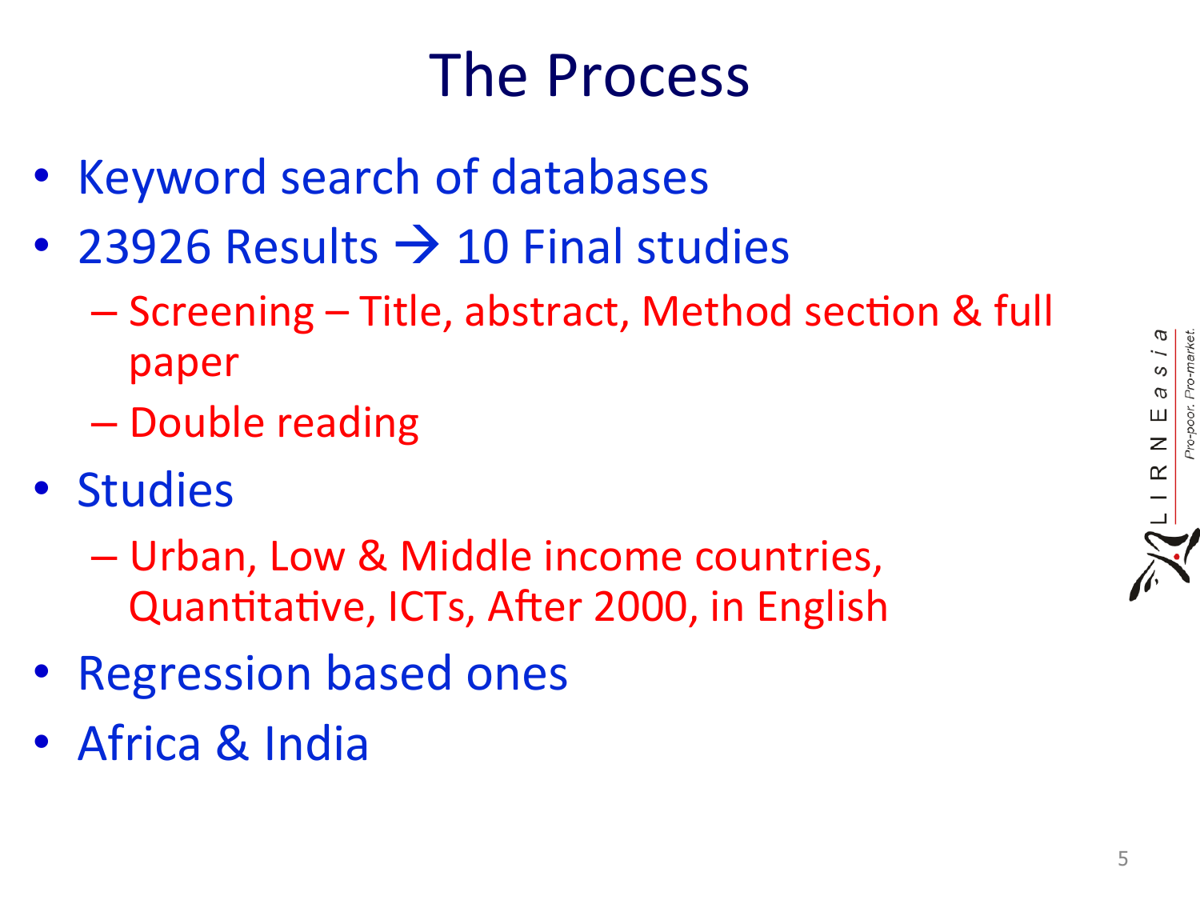# The Process

- Keyword search of databases
- 23926 Results → 10 Final studies
  - Screening – Title, abstract, Method section & full paper
  - Double reading
- Studies
  - Urban, Low & Middle income countries, Quantitative, ICTs, After 2000, in English
- Regression based ones
- Africa & India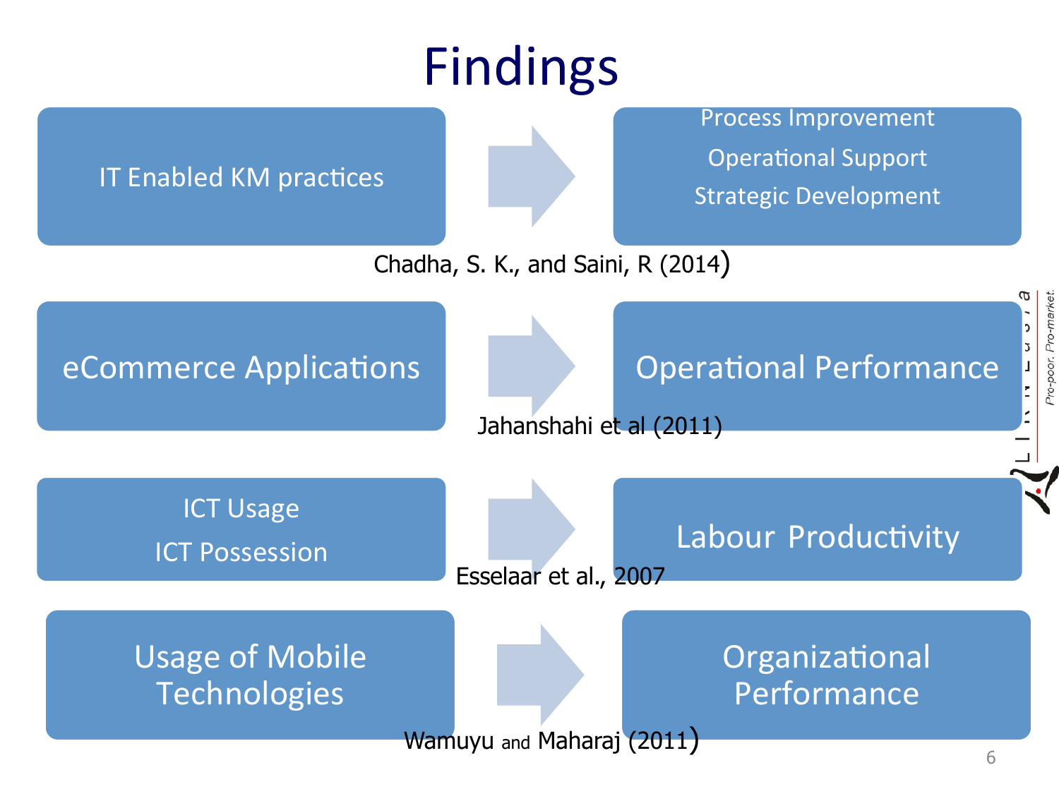# Findings

IT Enabled KM practices → Process Improvement, Operational Support, Strategic Development

Chadha, S. K., and Saini, R (2014)

eCommerce Applications → Operational Performance

Jahanshahi et al (2011)

ICT Usage, ICT Possession → Labour Productivity

Esselaar et al., 2007

Usage of Mobile Technologies → Organizational Performance

Wamuyu and Maharaj (2011)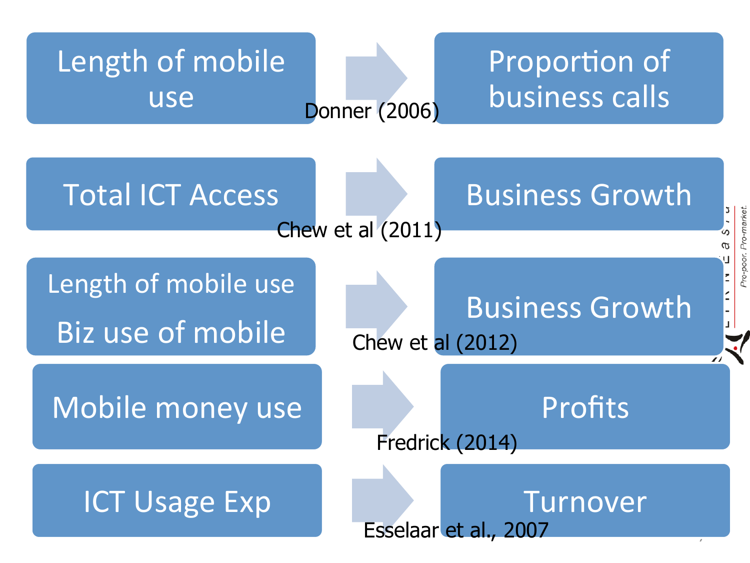| Factor | | Outcome | Source |
|---|---|---|---|
| Length of mobile use | → | Proportion of business calls | Donner (2006) |
| Total ICT Access | → | Business Growth | Chew et al (2011) |
| Length of mobile use<br>Biz use of mobile | → | Business Growth | Chew et al (2012) |
| Mobile money use | → | Profits | Fredrick (2014) |
| ICT Usage Exp | → | Turnover | Esselaar et al., 2007 |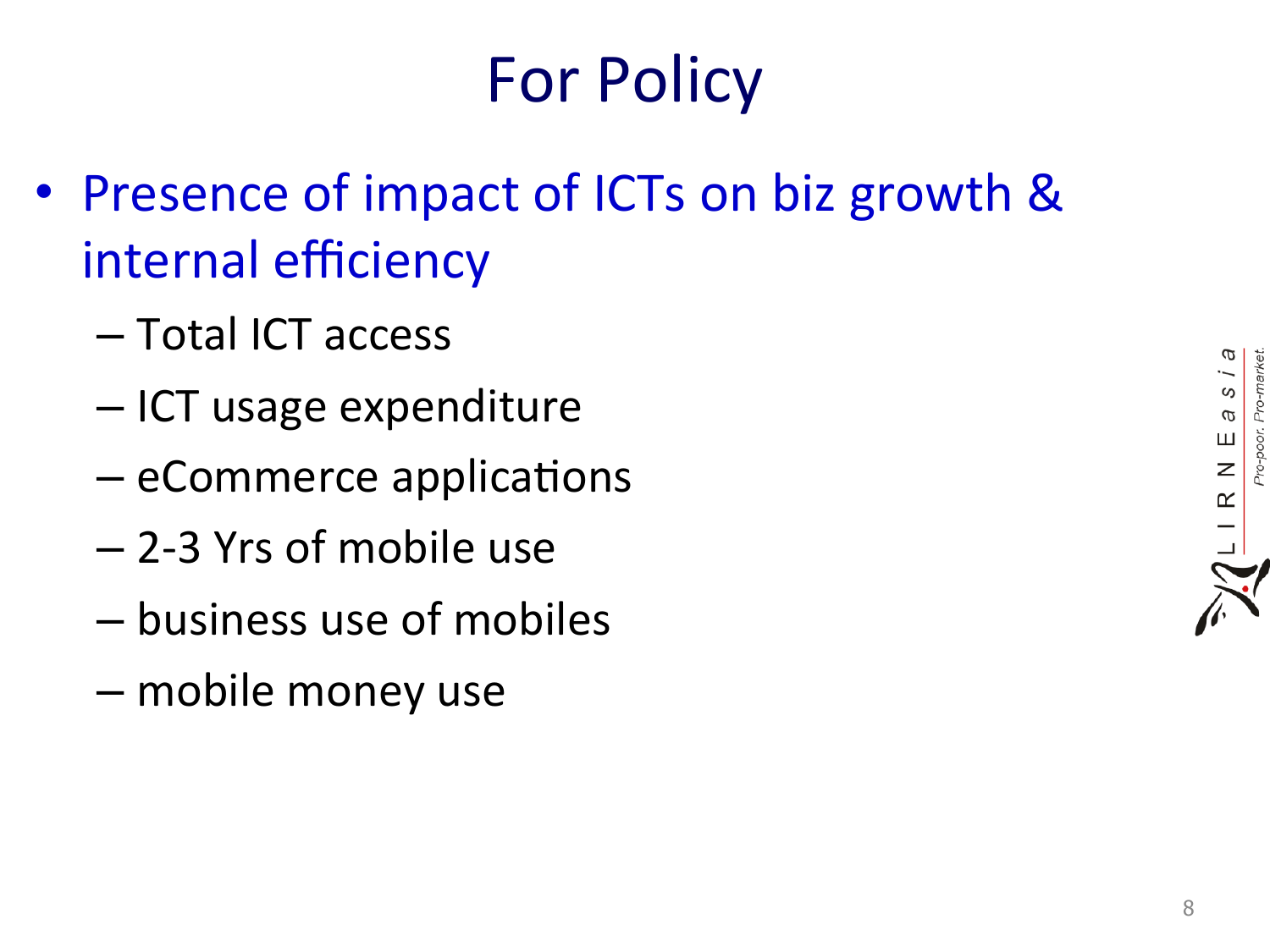# For Policy

- Presence of impact of ICTs on biz growth & internal efficiency
  - Total ICT access
  - ICT usage expenditure
  - eCommerce applications
  - 2-3 Yrs of mobile use
  - business use of mobiles
  - mobile money use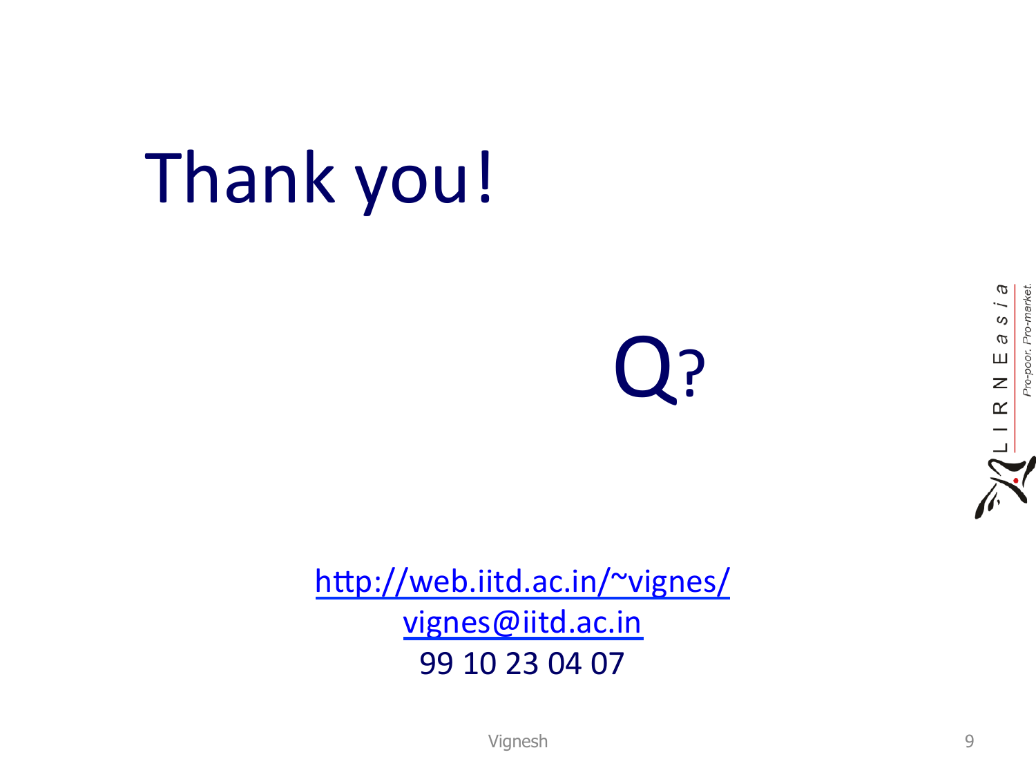# Thank you!

Q?

http://web.iitd.ac.in/~vignes/

vignes@iitd.ac.in

99 10 23 04 07

LIRNEasia

*Pro-poor. Pro-market.*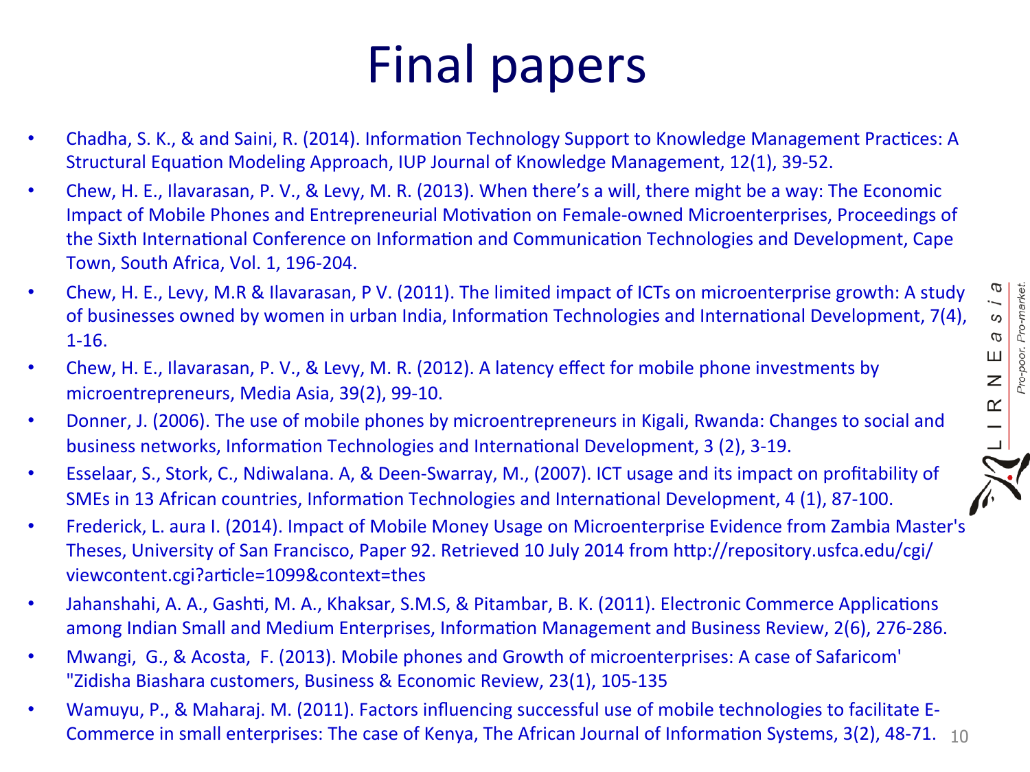# Final papers

- Chadha, S. K., & and Saini, R. (2014). Information Technology Support to Knowledge Management Practices: A Structural Equation Modeling Approach, IUP Journal of Knowledge Management, 12(1), 39-52.
- Chew, H. E., Ilavarasan, P. V., & Levy, M. R. (2013). When there's a will, there might be a way: The Economic Impact of Mobile Phones and Entrepreneurial Motivation on Female-owned Microenterprises, Proceedings of the Sixth International Conference on Information and Communication Technologies and Development, Cape Town, South Africa, Vol. 1, 196-204.
- Chew, H. E., Levy, M.R & Ilavarasan, P V. (2011). The limited impact of ICTs on microenterprise growth: A study of businesses owned by women in urban India, Information Technologies and International Development, 7(4), 1-16.
- Chew, H. E., Ilavarasan, P. V., & Levy, M. R. (2012). A latency effect for mobile phone investments by microentrepreneurs, Media Asia, 39(2), 99-10.
- Donner, J. (2006). The use of mobile phones by microentrepreneurs in Kigali, Rwanda: Changes to social and business networks, Information Technologies and International Development, 3 (2), 3-19.
- Esselaar, S., Stork, C., Ndiwalana. A, & Deen-Swarray, M., (2007). ICT usage and its impact on profitability of SMEs in 13 African countries, Information Technologies and International Development, 4 (1), 87-100.
- Frederick, L. aura I. (2014). Impact of Mobile Money Usage on Microenterprise Evidence from Zambia Master's Theses, University of San Francisco, Paper 92. Retrieved 10 July 2014 from http://repository.usfca.edu/cgi/viewcontent.cgi?article=1099&context=thes
- Jahanshahi, A. A., Gashti, M. A., Khaksar, S.M.S, & Pitambar, B. K. (2011). Electronic Commerce Applications among Indian Small and Medium Enterprises, Information Management and Business Review, 2(6), 276-286.
- Mwangi, G., & Acosta, F. (2013). Mobile phones and Growth of microenterprises: A case of Safaricom' "Zidisha Biashara customers, Business & Economic Review, 23(1), 105-135
- Wamuyu, P., & Maharaj. M. (2011). Factors influencing successful use of mobile technologies to facilitate E-Commerce in small enterprises: The case of Kenya, The African Journal of Information Systems, 3(2), 48-71.